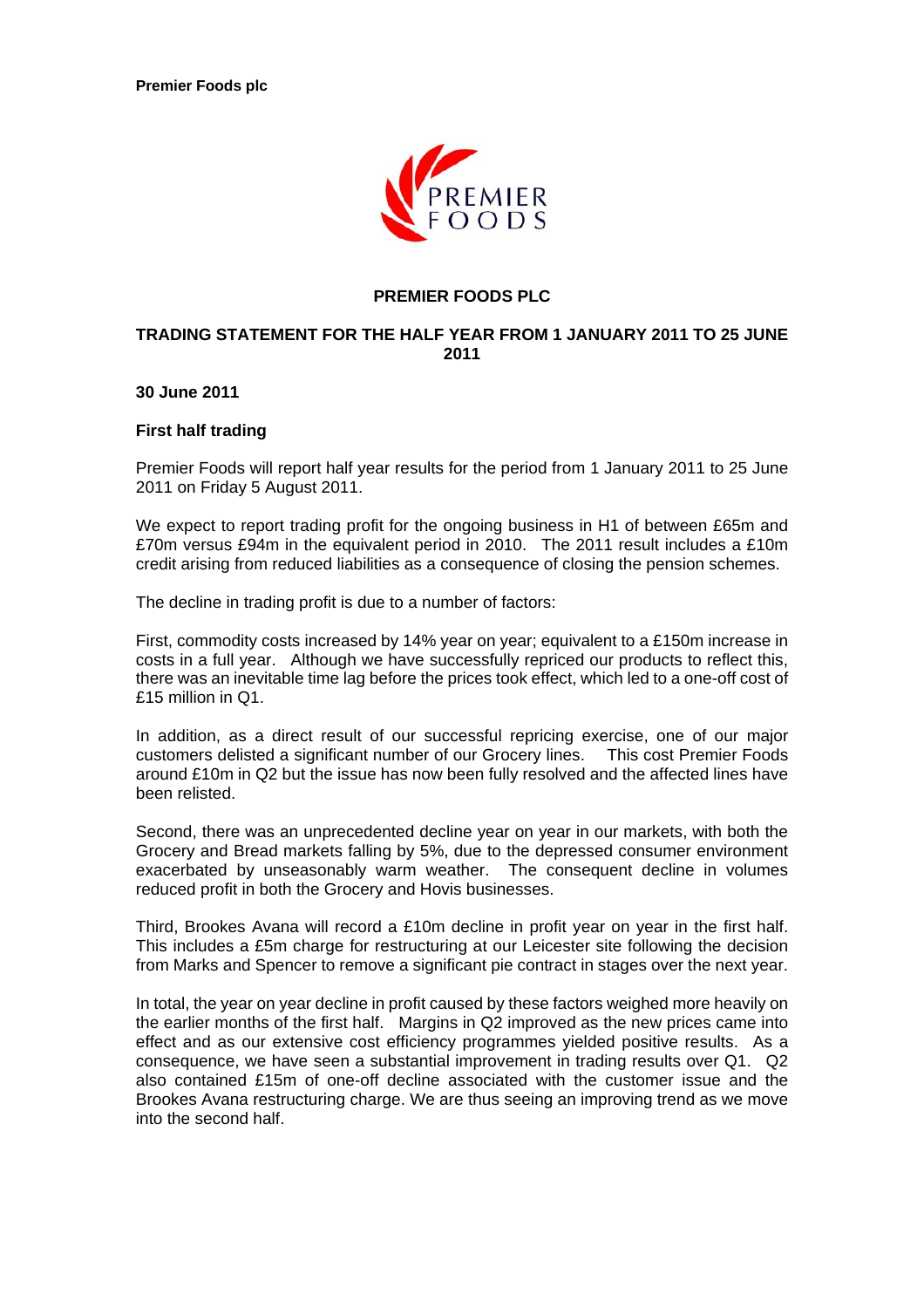**Premier Foods plc**

**PREMIER FOODS PLC**

**TRADING STATEMENT FOR THE HALF YEAR FROM 1 JANUARY 2011 TO 25 JUNE 2011**

**30 June 2011**

**First half trading**

Premier Foods will report half year results for the period from 1 January 2011 to 25 June 2011 on Friday 5 August 2011.

We expect to report trading profit for the ongoing business in H1 of between £65m and £70m versus £94m in the equivalent period in 2010. The 2011 result includes a £10m credit arising from reduced liabilities as a consequence of closing the pension schemes.

The decline in trading profit is due to a number of factors:

First, commodity costs increased by 14% year on year; equivalent to a £150m increase in costs in a full year. Although we have successfully repriced our products to reflect this, there was an inevitable time lag before the prices took effect, which led to a one-off cost of £15 million in Q1.

In addition, as a direct result of our successful repricing exercise, one of our major customers delisted a significant number of our Grocery lines. This cost Premier Foods around £10m in Q2 but the issue has now been fully resolved and the affected lines have been relisted.

Second, there was an unprecedented decline year on year in our markets, with both the Grocery and Bread markets falling by 5%, due to the depressed consumer environment exacerbated by unseasonably warm weather. The consequent decline in volumes reduced profit in both the Grocery and Hovis businesses.

Third, Brookes Avana will record a £10m decline in profit year on year in the first half. This includes a £5m charge for restructuring at our Leicester site following the decision from Marks and Spencer to remove a significant pie contract in stages over the next year.

In total, the year on year decline in profit caused by these factors weighed more heavily on the earlier months of the first half. Margins in Q2 improved as the new prices came into effect and as our extensive cost efficiency programmes yielded positive results. As a consequence, we have seen a substantial improvement in trading results over Q1. Q2 also contained £15m of one-off decline associated with the customer issue and the Brookes Avana restructuring charge. We are thus seeing an improving trend as we move into the second half.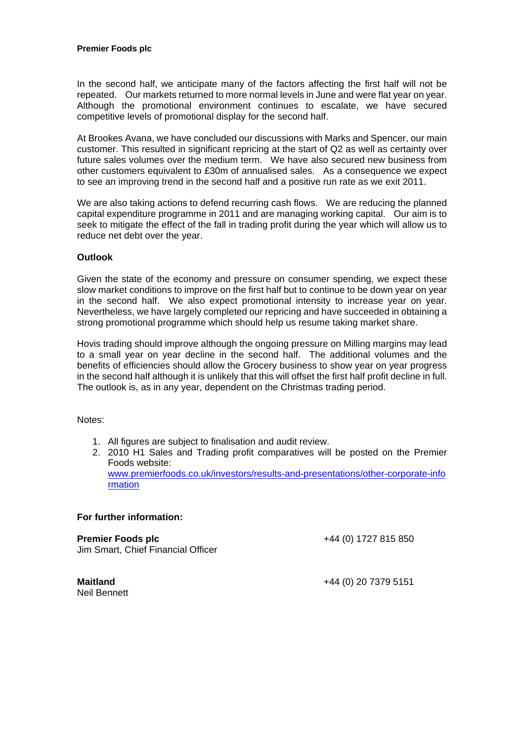In the second half, we anticipate many of the factors affecting the first half will not be repeated. Our markets returned to more normal levels in June and were flat year on year. Although the promotional environment continues to escalate, we have secured competitive levels of promotional display for the second half.

At Brookes Avana, we have concluded our discussions with Marks and Spencer, our main customer. This resulted in significant repricing at the start of Q2 as well as certainty over future sales volumes over the medium term. We have also secured new business from other customers equivalent to £30m of annualised sales. As a consequence we expect to see an improving trend in the second half and a positive run rate as we exit 2011.

We are also taking actions to defend recurring cash flows. We are reducing the planned capital expenditure programme in 2011 and are managing working capital. Our aim is to seek to mitigate the effect of the fall in trading profit during the year which will allow us to reduce net debt over the year.

**Outlook**

Given the state of the economy and pressure on consumer spending, we expect these slow market conditions to improve on the first half but to continue to be down year on year in the second half. We also expect promotional intensity to increase year on year. Nevertheless, we have largely completed our repricing and have succeeded in obtaining a strong promotional programme which should help us resume taking market share.

Hovis trading should improve although the ongoing pressure on Milling margins may lead to a small year on year decline in the second half. The additional volumes and the benefits of efficiencies should allow the Grocery business to show year on year progress in the second half although it is unlikely that this will offset the first half profit decline in full. The outlook is, as in any year, dependent on the Christmas trading period.

Notes:

1. All figures are subject to finalisation and audit review.
2. 2010 H1 Sales and Trading profit comparatives will be posted on the Premier Foods website: [www.premierfoods.co.uk/investors/results-and-presentations/other-corporate-information](www.premierfoods.co.uk/investors/results-and-presentations/other-corporate-information)

**For further information:**

**Premier Foods plc** — +44 (0) 1727 815 850
Jim Smart, Chief Financial Officer

**Maitland** — +44 (0) 20 7379 5151
Neil Bennett